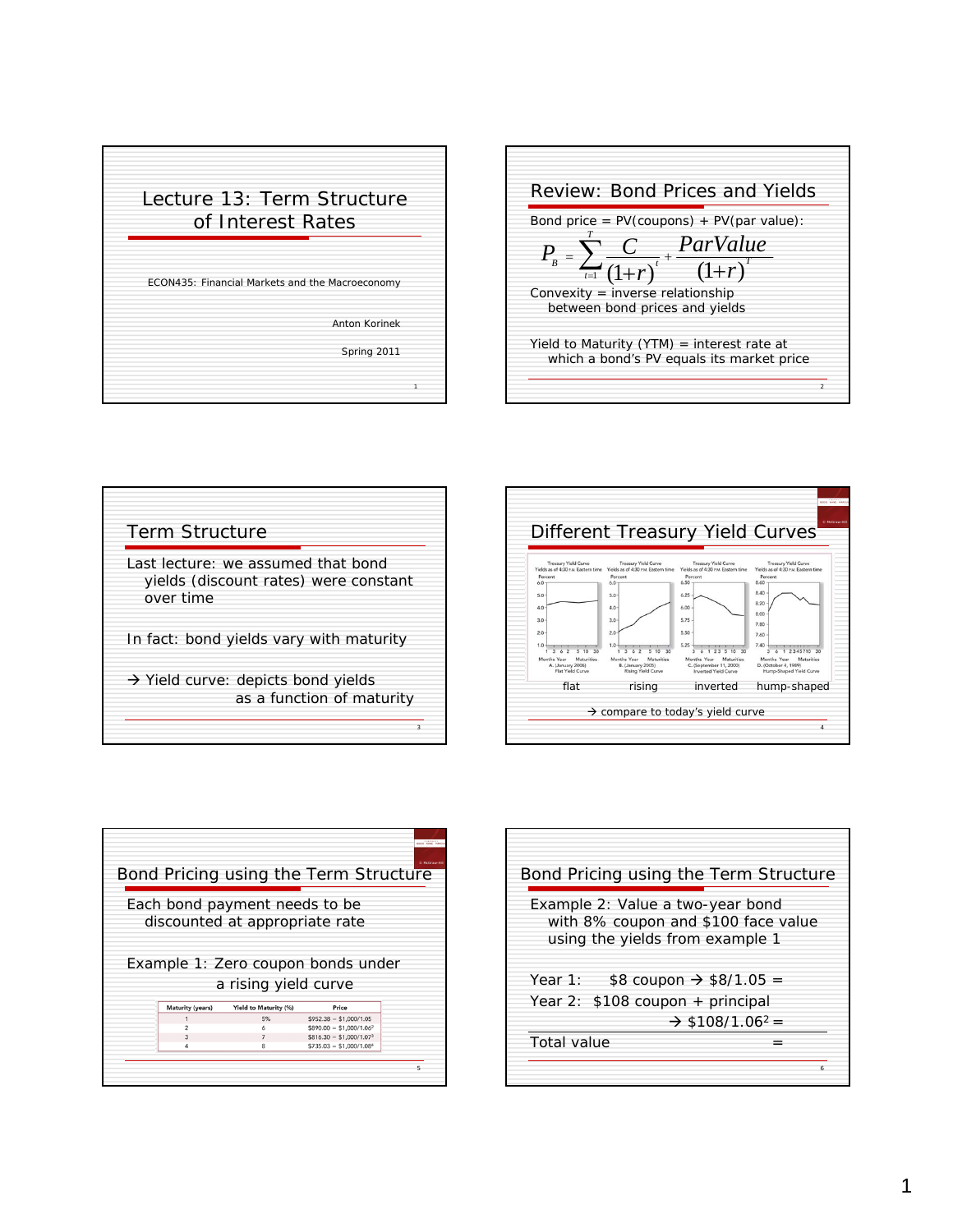# Lecture 13: Term Structure of Interest Rates

ECON435: Financial Markets and the Macroeconomy

Anton Korinek

Spring 2011

## Review: Bond Prices and Yields

Bond price = PV(coupons) + PV(par value):

$$P_B = \sum_{t=1}^{T} \frac{C}{(1+r)^t} + \frac{ParValue}{(1+r)^T}$$

Convexity = inverse relationship between bond prices and yields

Yield to Maturity (YTM) = interest rate at which a bond's PV equals its market price

## Term Structure

Last lecture: we assumed that bond yields (discount rates) were constant over time

In fact: bond yields vary with maturity

→ Yield curve: depicts bond yields as a function of maturity

## Different Treasury Yield Curves

flat | rising | inverted | hump-shaped

→ compare to today's yield curve

## Bond Pricing using the Term Structure

Each bond payment needs to be discounted at appropriate rate

Example 1: Zero coupon bonds under a rising yield curve

| Maturity (years) | Yield to Maturity (%) | Price |
|---|---|---|
| 1 | 5% | $952.38 = $1,000/1.05 |
| 2 | 6 | $890.00 = $1,000/1.06$^2$ |
| 3 | 7 | $816.30 = $1,000/1.07$^3$ |
| 4 | 8 | $735.03 = $1,000/1.08$^4$ |

## Bond Pricing using the Term Structure

Example 2: Value a two-year bond with 8% coupon and $100 face value using the yields from example 1

Year 1: $8 coupon → $8/1.05 =

Year 2: $108 coupon + principal → $108/1.06$^2$ =

Total value =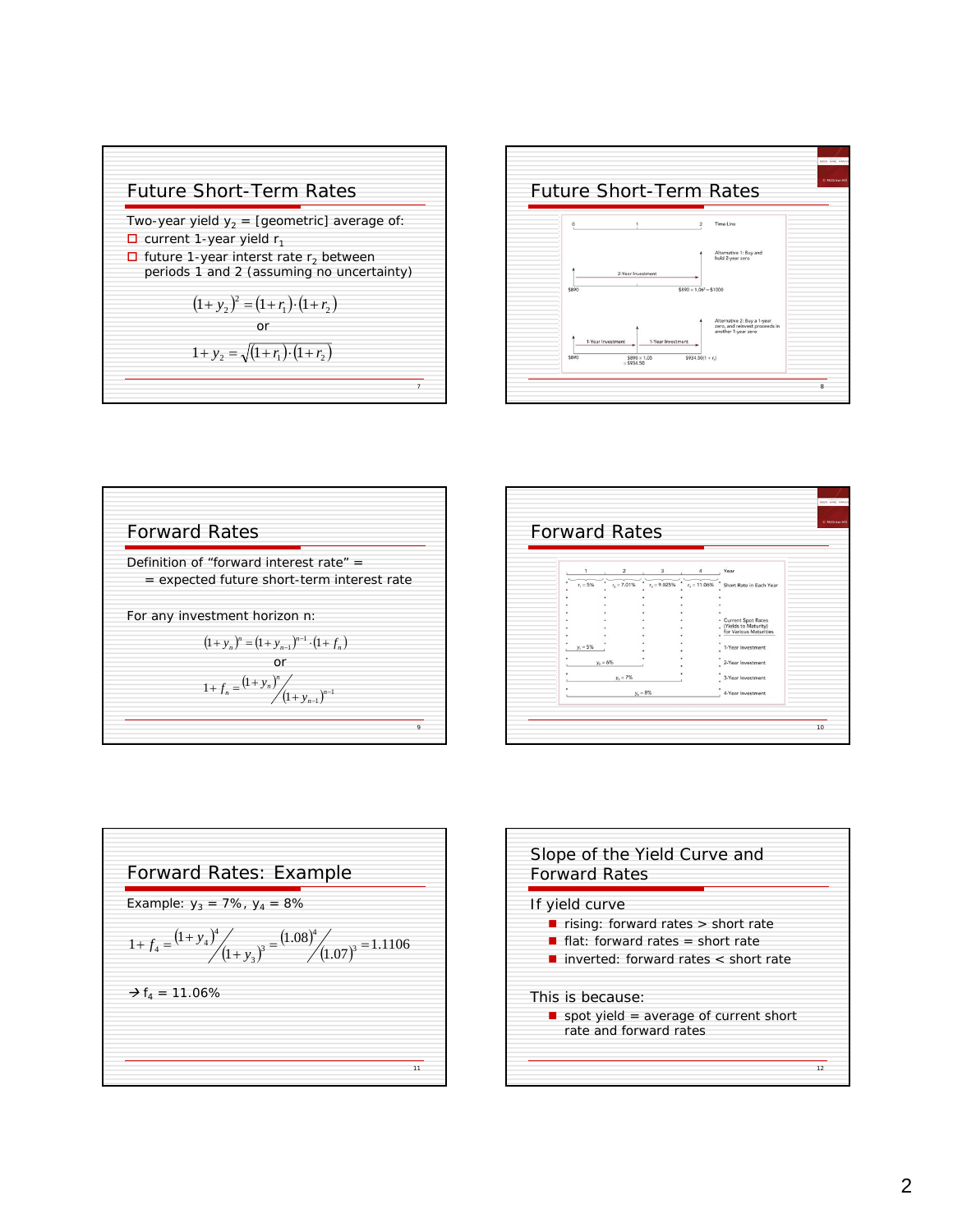## Future Short-Term Rates

Two-year yield $y_2$ = [geometric] average of:

- current 1-year yield $r_1$
- future 1-year interest rate $r_2$ between periods 1 and 2 (assuming no uncertainty)

$$(1+y_2)^2 = (1+r_1)\cdot(1+r_2)$$

or

$$1+y_2 = \sqrt{(1+r_1)\cdot(1+r_2)}$$

## Future Short-Term Rates

Time Line: 0, 1, 2

Alternative 1: Buy and hold 2-year zero

2-Year Investment

$890 — $890 × 1.06² = $1000

Alternative 2: Buy a 1-year zero, and reinvest proceeds in another 1-year zero

1-Year Investment — 1-Year Investment

$890 — $890 × 1.05 = $934.50 — $934.50(1 + $r_2$)

## Forward Rates

Definition of "forward interest rate" =

= expected future short-term interest rate

For any investment horizon n:

$$(1+y_n)^n = (1+y_{n-1})^{n-1}\cdot(1+f_n)$$

or

$$1+f_n = \frac{(1+y_n)^n}{(1+y_{n-1})^{n-1}}$$

## Forward Rates

Year: 1, 2, 3, 4

Short Rate in Each Year: $r_1$ = 5%, $r_2$ = 7.01%, $r_3$ = 9.025%, $r_4$ = 11.06%

Current Spot Rates (Yields to Maturity) for Various Maturities:

- $y_1$ = 5% — 1-Year Investment
- $y_2$ = 6% — 2-Year Investment
- $y_3$ = 7% — 3-Year Investment
- $y_4$ = 8% — 4-Year Investment

## Forward Rates: Example

Example: $y_3$ = 7%, $y_4$ = 8%

$$1+f_4 = \frac{(1+y_4)^4}{(1+y_3)^3} = \frac{(1.08)^4}{(1.07)^3} = 1.1106$$

→ $f_4$ = 11.06%

## Slope of the Yield Curve and Forward Rates

If yield curve

- rising: forward rates > short rate
- flat: forward rates = short rate
- inverted: forward rates < short rate

This is because:

- spot yield = average of current short rate and forward rates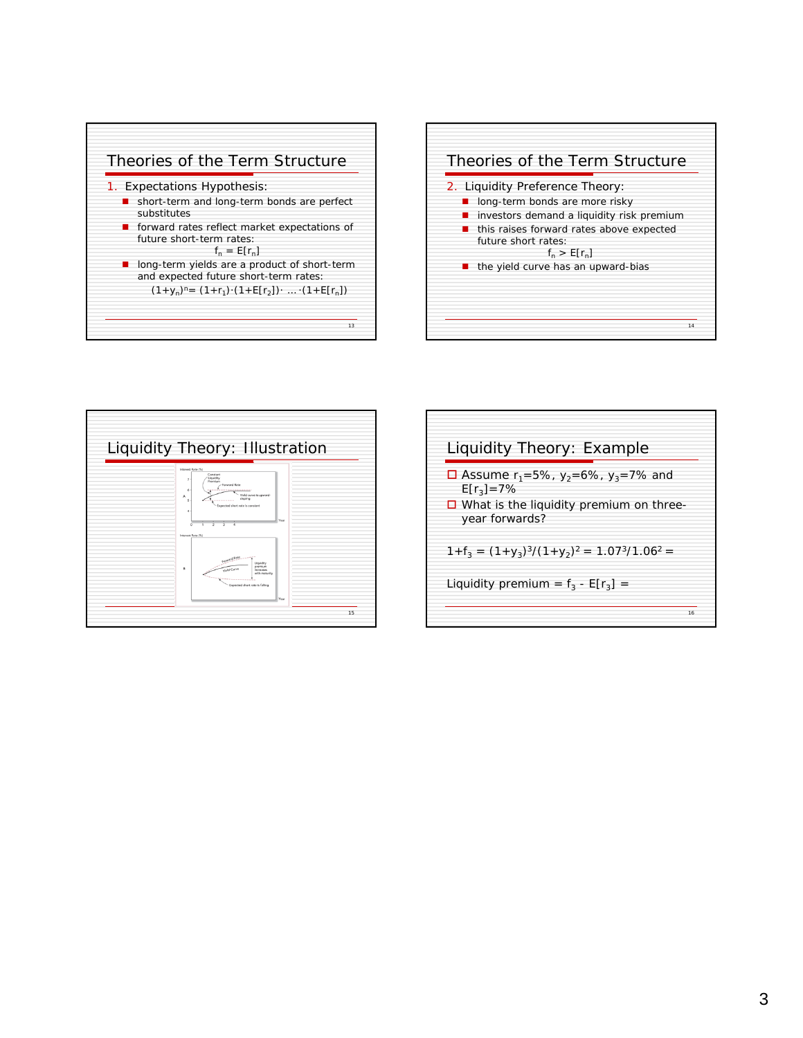## Theories of the Term Structure

1. Expectations Hypothesis:
   - short-term and long-term bonds are perfect substitutes
   - forward rates reflect market expectations of future short-term rates:

     $f_n = E[r_n]$

   - long-term yields are a product of short-term and expected future short-term rates:

     $(1+y_n)^n = (1+r_1)\cdot(1+E[r_2])\cdot \ldots \cdot(1+E[r_n])$

## Theories of the Term Structure

2. Liquidity Preference Theory:
   - long-term bonds are more risky
   - investors demand a liquidity risk premium
   - this raises forward rates above expected future short rates:

     $f_n > E[r_n]$

   - the yield curve has an upward-bias

## Liquidity Theory: Illustration

Interest Rate (%)

Constant Liquidity Premium

Forward Rate

Yield curve is upward-sloping

Expected short rate is constant

A

Year

0 1 2 3 4

Interest Rate (%)

Forward Rate

Yield Curve

Liquidity premium increases with maturity

Expected short rate is falling

B

Year

## Liquidity Theory: Example

- Assume $r_1$=5%, $y_2$=6%, $y_3$=7% and $E[r_3]$=7%
- What is the liquidity premium on three-year forwards?

$1+f_3 = (1+y_3)^3/(1+y_2)^2 = 1.07^3/1.06^2 =$

Liquidity premium $= f_3 - E[r_3] =$